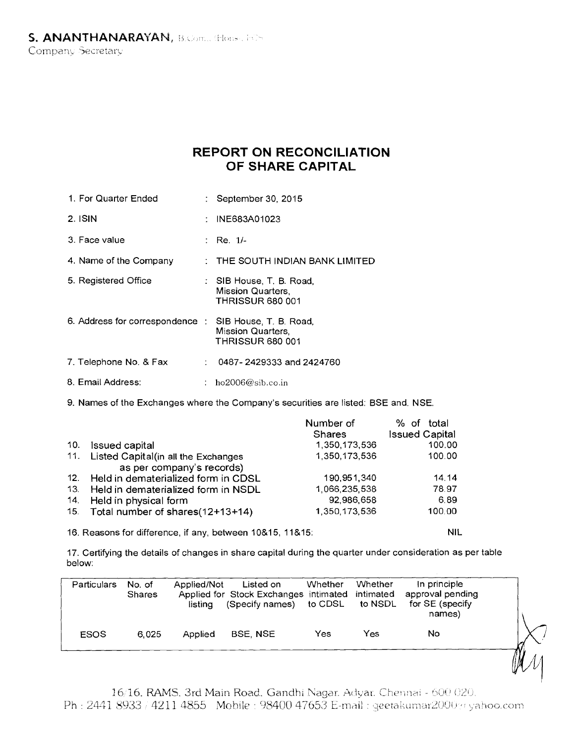**S. ANANTHANARAYAN,** B.Com., (Hons.), FCS
Company Secretary

# REPORT ON RECONCILIATION OF SHARE CAPITAL

1. For Quarter Ended : September 30, 2015
2. ISIN : INE683A01023
3. Face value : Re. 1/-
4. Name of the Company : THE SOUTH INDIAN BANK LIMITED
5. Registered Office : SIB House, T. B. Road, Mission Quarters, THRISSUR 680 001
6. Address for correspondence : SIB House, T. B. Road, Mission Quarters, THRISSUR 680 001
7. Telephone No. & Fax : 0487- 2429333 and 2424760
8. Email Address: : ho2006@sib.co.in

9. Names of the Exchanges where the Company's securities are listed: BSE and. NSE.

| | | Number of Shares | % of total Issued Capital |
|---|---|---|---|
| 10. | Issued capital | 1,350,173,536 | 100.00 |
| 11. | Listed Capital(in all the Exchanges as per company's records) | 1,350,173,536 | 100.00 |
| 12. | Held in dematerialized form in CDSL | 190,951,340 | 14.14 |
| 13. | Held in dematerialized form in NSDL | 1,066,235,538 | 78.97 |
| 14. | Held in physical form | 92,986,658 | 6.89 |
| 15. | Total number of shares(12+13+14) | 1,350,173,536 | 100.00 |

16. Reasons for difference, if any, between 10&15, 11&15: NIL

17. Certifying the details of changes in share capital during the quarter under consideration as per table below:

| Particulars | No. of Shares | Applied/Not Applied for listing | Listed on Stock Exchanges (Specify names) | Whether intimated to CDSL | Whether intimated to NSDL | In principle approval pending for SE (specify names) |
|---|---|---|---|---|---|---|
| ESOS | 6,025 | Applied | BSE, NSE | Yes | Yes | No |

16/16, RAMS, 3rd Main Road, Gandhi Nagar, Adyar, Chennai - 600 020.
Ph : 2441 8933 / 4211 4855 Mobile : 98400 47653 E-mail : geetakumar2000@yahoo.com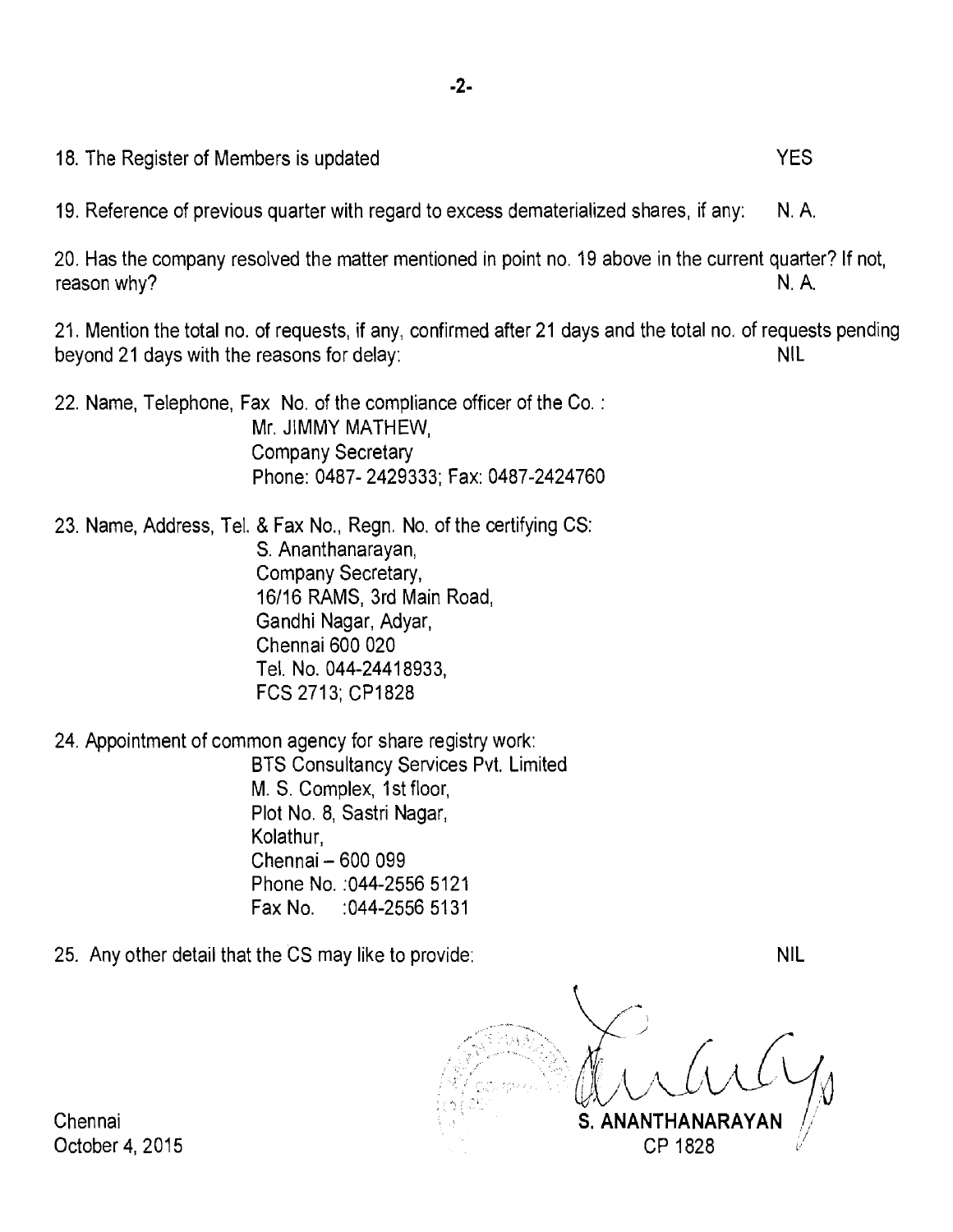18. The Register of Members is updated YES

19. Reference of previous quarter with regard to excess dematerialized shares, if any: N. A.

20. Has the company resolved the matter mentioned in point no. 19 above in the current quarter? If not, reason why? N. A.

21. Mention the total no. of requests, if any, confirmed after 21 days and the total no. of requests pending beyond 21 days with the reasons for delay: NIL

22. Name, Telephone, Fax No. of the compliance officer of the Co. :

Mr. JIMMY MATHEW,
Company Secretary
Phone: 0487- 2429333; Fax: 0487-2424760

23. Name, Address, Tel. & Fax No., Regn. No. of the certifying CS:

S. Ananthanarayan,
Company Secretary,
16/16 RAMS, 3rd Main Road,
Gandhi Nagar, Adyar,
Chennai 600 020
Tel. No. 044-24418933,
FCS 2713; CP1828

24. Appointment of common agency for share registry work:

BTS Consultancy Services Pvt. Limited
M. S. Complex, 1st floor,
Plot No. 8, Sastri Nagar,
Kolathur,
Chennai – 600 099
Phone No. :044-2556 5121
Fax No. :044-2556 5131

25. Any other detail that the CS may like to provide: NIL

Chennai
October 4, 2015

**S. ANANTHANARAYAN**
CP 1828